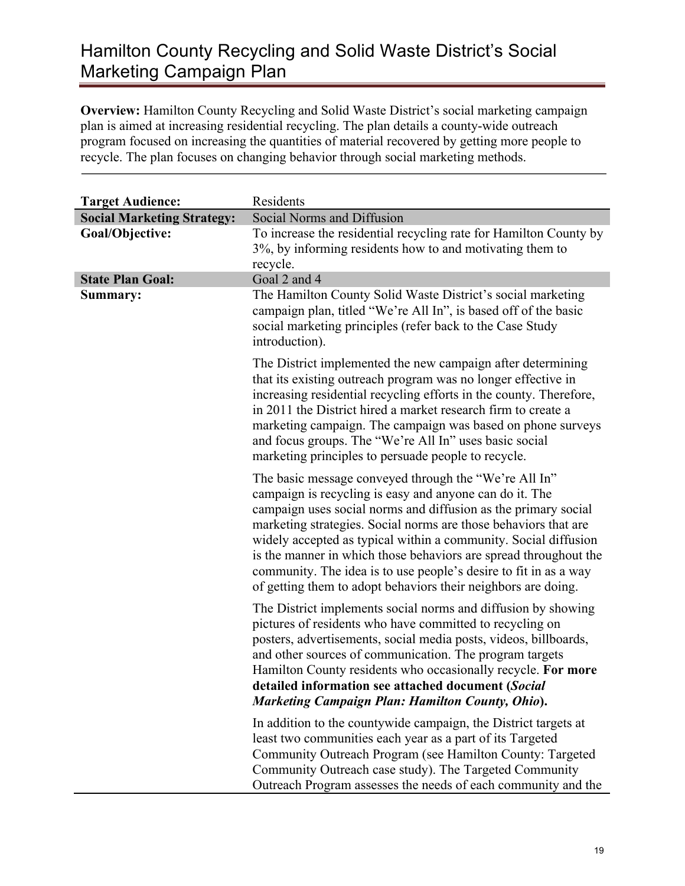# Hamilton County Recycling and Solid Waste District's Social Marketing Campaign Plan

**Overview:** Hamilton County Recycling and Solid Waste District's social marketing campaign plan is aimed at increasing residential recycling. The plan details a county-wide outreach program focused on increasing the quantities of material recovered by getting more people to recycle. The plan focuses on changing behavior through social marketing methods.

| | |
|---|---|
| **Target Audience:** | Residents |
| **Social Marketing Strategy:** | Social Norms and Diffusion |
| **Goal/Objective:** | To increase the residential recycling rate for Hamilton County by 3%, by informing residents how to and motivating them to recycle. |
| **State Plan Goal:** | Goal 2 and 4 |
| **Summary:** | The Hamilton County Solid Waste District's social marketing campaign plan, titled "We're All In", is based off of the basic social marketing principles (refer back to the Case Study introduction).<br><br>The District implemented the new campaign after determining that its existing outreach program was no longer effective in increasing residential recycling efforts in the county. Therefore, in 2011 the District hired a market research firm to create a marketing campaign. The campaign was based on phone surveys and focus groups. The "We're All In" uses basic social marketing principles to persuade people to recycle.<br><br>The basic message conveyed through the "We're All In" campaign is recycling is easy and anyone can do it. The campaign uses social norms and diffusion as the primary social marketing strategies. Social norms are those behaviors that are widely accepted as typical within a community. Social diffusion is the manner in which those behaviors are spread throughout the community. The idea is to use people's desire to fit in as a way of getting them to adopt behaviors their neighbors are doing.<br><br>The District implements social norms and diffusion by showing pictures of residents who have committed to recycling on posters, advertisements, social media posts, videos, billboards, and other sources of communication. The program targets Hamilton County residents who occasionally recycle. **For more detailed information see attached document (*Social Marketing Campaign Plan: Hamilton County, Ohio*).**<br><br>In addition to the countywide campaign, the District targets at least two communities each year as a part of its Targeted Community Outreach Program (see Hamilton County: Targeted Community Outreach case study). The Targeted Community Outreach Program assesses the needs of each community and the |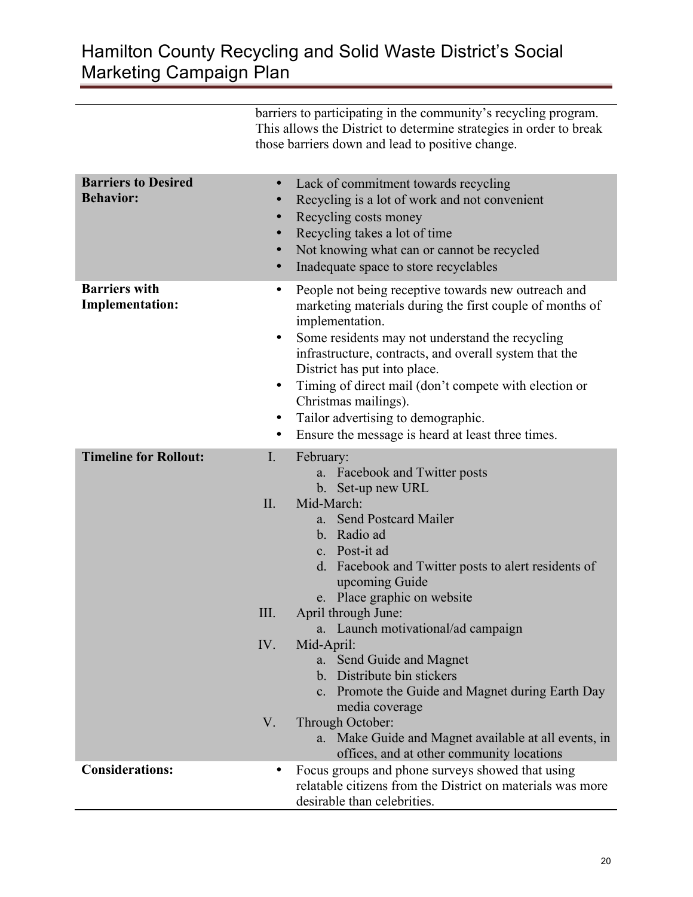| | |
|---|---|
| | barriers to participating in the community's recycling program. This allows the District to determine strategies in order to break those barriers down and lead to positive change. |
| **Barriers to Desired Behavior:** | • Lack of commitment towards recycling<br>• Recycling is a lot of work and not convenient<br>• Recycling costs money<br>• Recycling takes a lot of time<br>• Not knowing what can or cannot be recycled<br>• Inadequate space to store recyclables |
| **Barriers with Implementation:** | • People not being receptive towards new outreach and marketing materials during the first couple of months of implementation.<br>• Some residents may not understand the recycling infrastructure, contracts, and overall system that the District has put into place.<br>• Timing of direct mail (don't compete with election or Christmas mailings).<br>• Tailor advertising to demographic.<br>• Ensure the message is heard at least three times. |
| **Timeline for Rollout:** | I. February:<br>&nbsp;&nbsp;&nbsp;a. Facebook and Twitter posts<br>&nbsp;&nbsp;&nbsp;b. Set-up new URL<br>II. Mid-March:<br>&nbsp;&nbsp;&nbsp;a. Send Postcard Mailer<br>&nbsp;&nbsp;&nbsp;b. Radio ad<br>&nbsp;&nbsp;&nbsp;c. Post-it ad<br>&nbsp;&nbsp;&nbsp;d. Facebook and Twitter posts to alert residents of upcoming Guide<br>&nbsp;&nbsp;&nbsp;e. Place graphic on website<br>III. April through June:<br>&nbsp;&nbsp;&nbsp;a. Launch motivational/ad campaign<br>IV. Mid-April:<br>&nbsp;&nbsp;&nbsp;a. Send Guide and Magnet<br>&nbsp;&nbsp;&nbsp;b. Distribute bin stickers<br>&nbsp;&nbsp;&nbsp;c. Promote the Guide and Magnet during Earth Day media coverage<br>V. Through October:<br>&nbsp;&nbsp;&nbsp;a. Make Guide and Magnet available at all events, in offices, and at other community locations |
| **Considerations:** | • Focus groups and phone surveys showed that using relatable citizens from the District on materials was more desirable than celebrities. |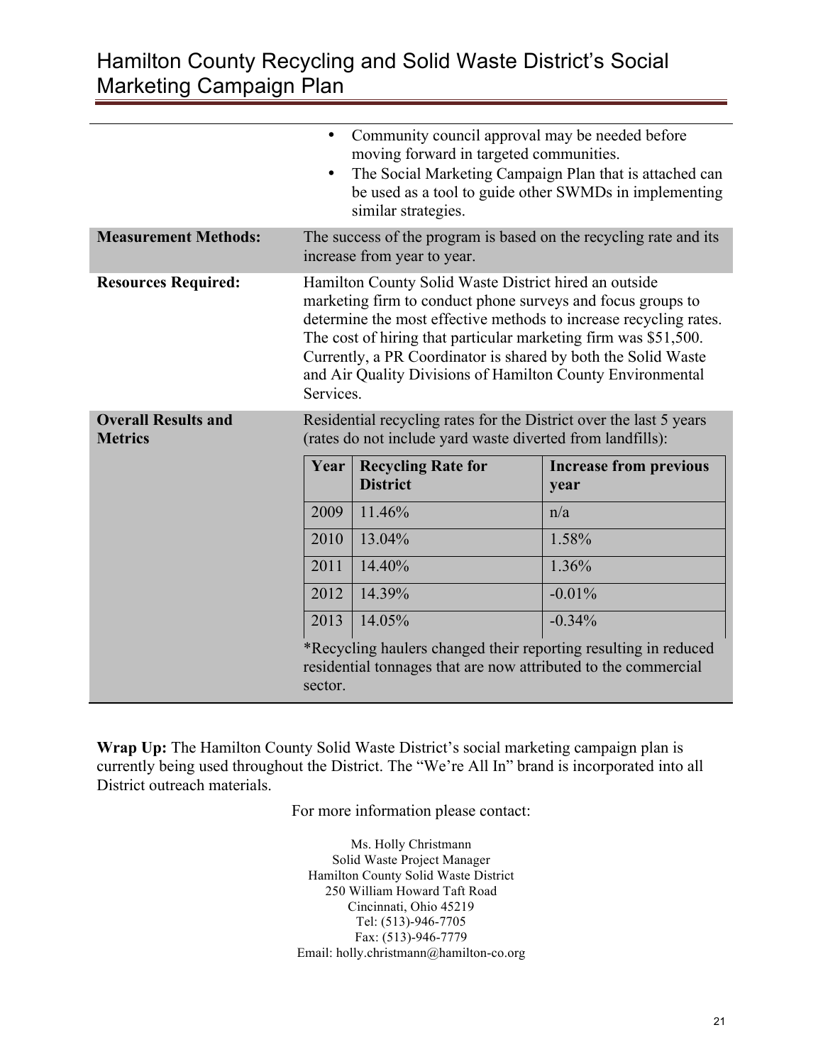| | |
|---|---|
| | • Community council approval may be needed before moving forward in targeted communities.<br>• The Social Marketing Campaign Plan that is attached can be used as a tool to guide other SWMDs in implementing similar strategies. |
| **Measurement Methods:** | The success of the program is based on the recycling rate and its increase from year to year. |
| **Resources Required:** | Hamilton County Solid Waste District hired an outside marketing firm to conduct phone surveys and focus groups to determine the most effective methods to increase recycling rates. The cost of hiring that particular marketing firm was $51,500. Currently, a PR Coordinator is shared by both the Solid Waste and Air Quality Divisions of Hamilton County Environmental Services. |
| **Overall Results and Metrics** | Residential recycling rates for the District over the last 5 years (rates do not include yard waste diverted from landfills): |

| Year | Recycling Rate for District | Increase from previous year |
|---|---|---|
| 2009 | 11.46% | n/a |
| 2010 | 13.04% | 1.58% |
| 2011 | 14.40% | 1.36% |
| 2012 | 14.39% | -0.01% |
| 2013 | 14.05% | -0.34% |

*Recycling haulers changed their reporting resulting in reduced residential tonnages that are now attributed to the commercial sector.

**Wrap Up:** The Hamilton County Solid Waste District's social marketing campaign plan is currently being used throughout the District. The "We're All In" brand is incorporated into all District outreach materials.

For more information please contact:

Ms. Holly Christmann
Solid Waste Project Manager
Hamilton County Solid Waste District
250 William Howard Taft Road
Cincinnati, Ohio 45219
Tel: (513)-946-7705
Fax: (513)-946-7779
Email: holly.christmann@hamilton-co.org